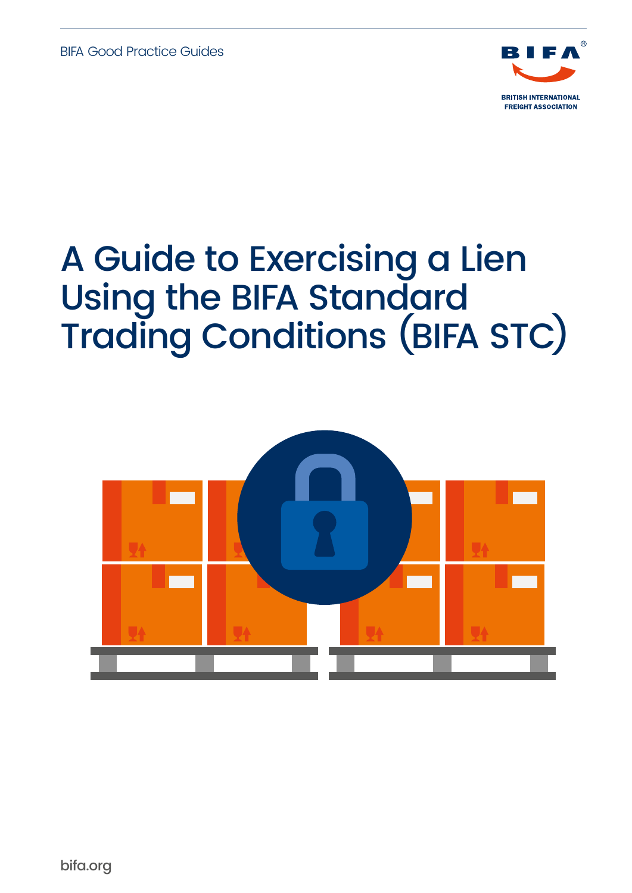BIFA Good Practice Guides

BIFA

BRITISH INTERNATIONAL FREIGHT ASSOCIATION

# A Guide to Exercising a Lien Using the BIFA Standard Trading Conditions (BIFA STC)

bifa.org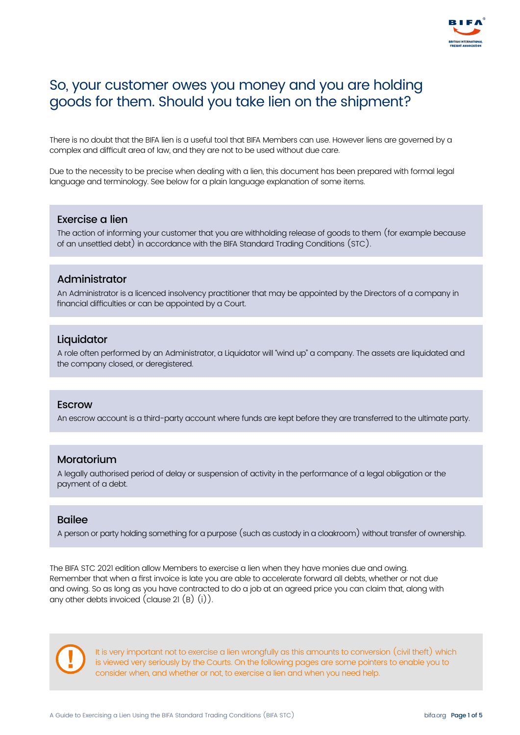# So, your customer owes you money and you are holding goods for them. Should you take lien on the shipment?

There is no doubt that the BIFA lien is a useful tool that BIFA Members can use. However liens are governed by a complex and difficult area of law, and they are not to be used without due care.

Due to the necessity to be precise when dealing with a lien, this document has been prepared with formal legal language and terminology. See below for a plain language explanation of some items.

### Exercise a lien

The action of informing your customer that you are withholding release of goods to them (for example because of an unsettled debt) in accordance with the BIFA Standard Trading Conditions (STC).

### Administrator

An Administrator is a licenced insolvency practitioner that may be appointed by the Directors of a company in financial difficulties or can be appointed by a Court.

### Liquidator

A role often performed by an Administrator, a Liquidator will "wind up" a company. The assets are liquidated and the company closed, or deregistered.

### Escrow

An escrow account is a third-party account where funds are kept before they are transferred to the ultimate party.

### Moratorium

A legally authorised period of delay or suspension of activity in the performance of a legal obligation or the payment of a debt.

### Bailee

A person or party holding something for a purpose (such as custody in a cloakroom) without transfer of ownership.

The BIFA STC 2021 edition allow Members to exercise a lien when they have monies due and owing. Remember that when a first invoice is late you are able to accelerate forward all debts, whether or not due and owing. So as long as you have contracted to do a job at an agreed price you can claim that, along with any other debts invoiced (clause 21 (B) (i)).

**!** It is very important not to exercise a lien wrongfully as this amounts to conversion (civil theft) which is viewed very seriously by the Courts. On the following pages are some pointers to enable you to consider when, and whether or not, to exercise a lien and when you need help.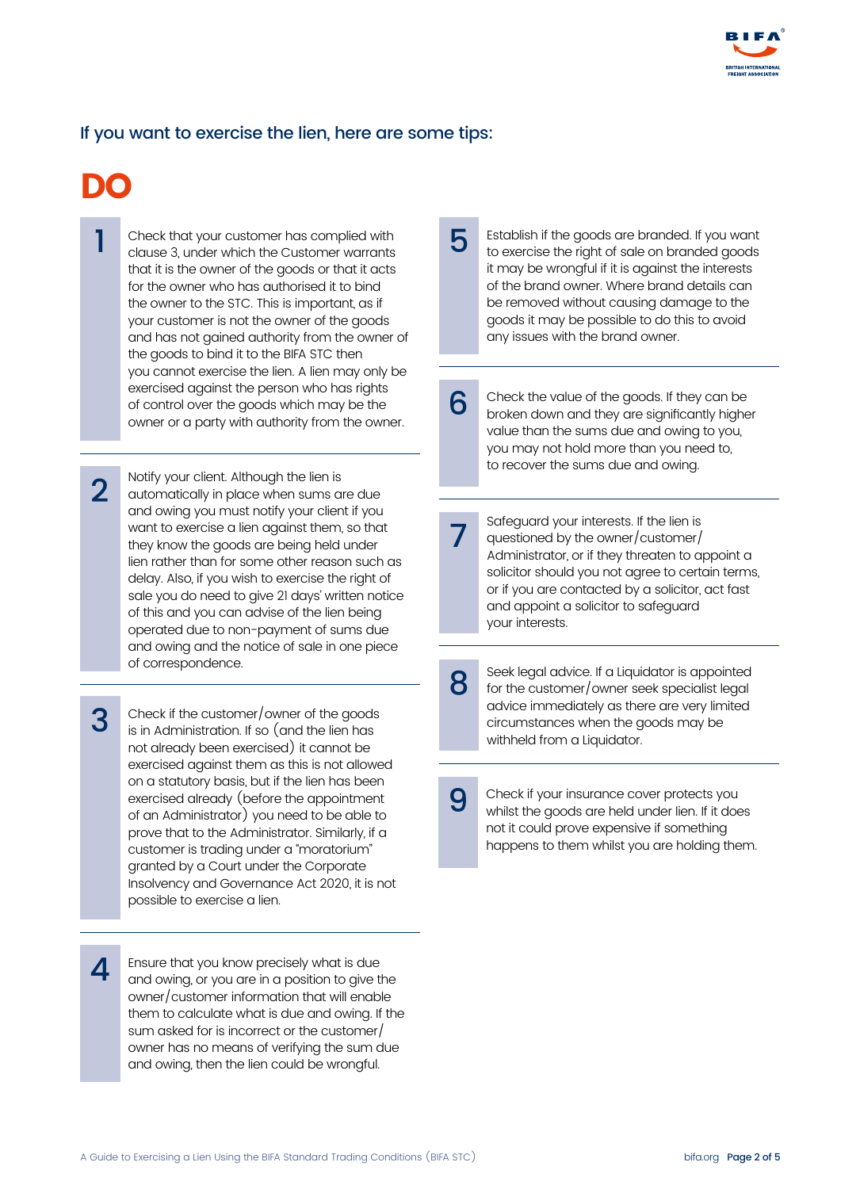## If you want to exercise the lien, here are some tips:

# DO

**1** Check that your customer has complied with clause 3, under which the Customer warrants that it is the owner of the goods or that it acts for the owner who has authorised it to bind the owner to the STC. This is important, as if your customer is not the owner of the goods and has not gained authority from the owner of the goods to bind it to the BIFA STC then you cannot exercise the lien. A lien may only be exercised against the person who has rights of control over the goods which may be the owner or a party with authority from the owner.

**2** Notify your client. Although the lien is automatically in place when sums are due and owing you must notify your client if you want to exercise a lien against them, so that they know the goods are being held under lien rather than for some other reason such as delay. Also, if you wish to exercise the right of sale you do need to give 21 days' written notice of this and you can advise of the lien being operated due to non-payment of sums due and owing and the notice of sale in one piece of correspondence.

**3** Check if the customer/owner of the goods is in Administration. If so (and the lien has not already been exercised) it cannot be exercised against them as this is not allowed on a statutory basis, but if the lien has been exercised already (before the appointment of an Administrator) you need to be able to prove that to the Administrator. Similarly, if a customer is trading under a "moratorium" granted by a Court under the Corporate Insolvency and Governance Act 2020, it is not possible to exercise a lien.

**4** Ensure that you know precisely what is due and owing, or you are in a position to give the owner/customer information that will enable them to calculate what is due and owing. If the sum asked for is incorrect or the customer/owner has no means of verifying the sum due and owing, then the lien could be wrongful.

**5** Establish if the goods are branded. If you want to exercise the right of sale on branded goods it may be wrongful if it is against the interests of the brand owner. Where brand details can be removed without causing damage to the goods it may be possible to do this to avoid any issues with the brand owner.

**6** Check the value of the goods. If they can be broken down and they are significantly higher value than the sums due and owing to you, you may not hold more than you need to, to recover the sums due and owing.

**7** Safeguard your interests. If the lien is questioned by the owner/customer/Administrator, or if they threaten to appoint a solicitor should you not agree to certain terms, or if you are contacted by a solicitor, act fast and appoint a solicitor to safeguard your interests.

**8** Seek legal advice. If a Liquidator is appointed for the customer/owner seek specialist legal advice immediately as there are very limited circumstances when the goods may be withheld from a Liquidator.

**9** Check if your insurance cover protects you whilst the goods are held under lien. If it does not it could prove expensive if something happens to them whilst you are holding them.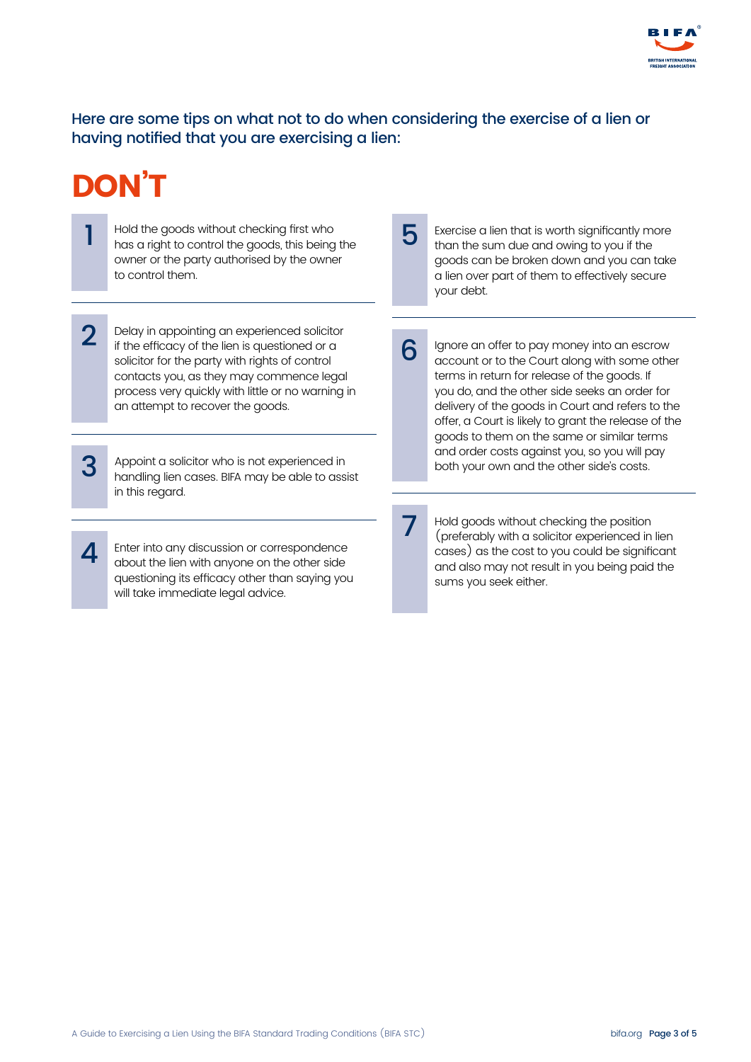Here are some tips on what not to do when considering the exercise of a lien or having notified that you are exercising a lien:

# DON'T

1. Hold the goods without checking first who has a right to control the goods, this being the owner or the party authorised by the owner to control them.

2. Delay in appointing an experienced solicitor if the efficacy of the lien is questioned or a solicitor for the party with rights of control contacts you, as they may commence legal process very quickly with little or no warning in an attempt to recover the goods.

3. Appoint a solicitor who is not experienced in handling lien cases. BIFA may be able to assist in this regard.

4. Enter into any discussion or correspondence about the lien with anyone on the other side questioning its efficacy other than saying you will take immediate legal advice.

5. Exercise a lien that is worth significantly more than the sum due and owing to you if the goods can be broken down and you can take a lien over part of them to effectively secure your debt.

6. Ignore an offer to pay money into an escrow account or to the Court along with some other terms in return for release of the goods. If you do, and the other side seeks an order for delivery of the goods in Court and refers to the offer, a Court is likely to grant the release of the goods to them on the same or similar terms and order costs against you, so you will pay both your own and the other side's costs.

7. Hold goods without checking the position (preferably with a solicitor experienced in lien cases) as the cost to you could be significant and also may not result in you being paid the sums you seek either.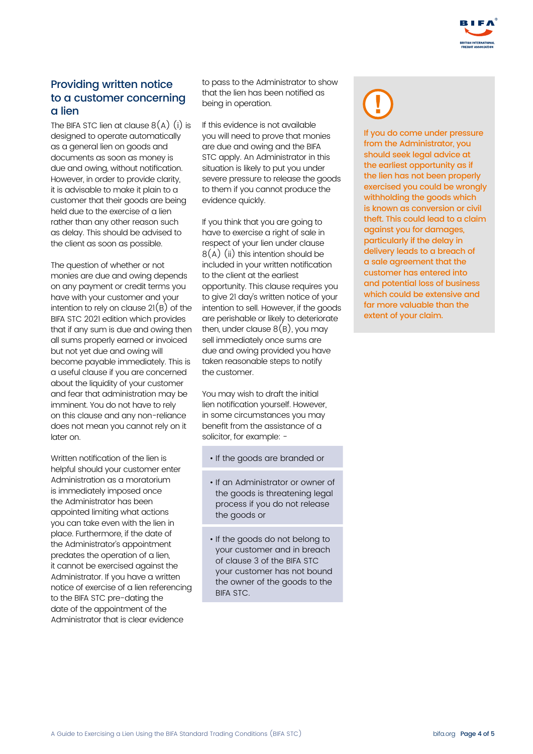## Providing written notice to a customer concerning a lien

The BIFA STC lien at clause 8(A) (i) is designed to operate automatically as a general lien on goods and documents as soon as money is due and owing, without notification. However, in order to provide clarity, it is advisable to make it plain to a customer that their goods are being held due to the exercise of a lien rather than any other reason such as delay. This should be advised to the client as soon as possible.

The question of whether or not monies are due and owing depends on any payment or credit terms you have with your customer and your intention to rely on clause 21(B) of the BIFA STC 2021 edition which provides that if any sum is due and owing then all sums properly earned or invoiced but not yet due and owing will become payable immediately. This is a useful clause if you are concerned about the liquidity of your customer and fear that administration may be imminent. You do not have to rely on this clause and any non-reliance does not mean you cannot rely on it later on.

Written notification of the lien is helpful should your customer enter Administration as a moratorium is immediately imposed once the Administrator has been appointed limiting what actions you can take even with the lien in place. Furthermore, if the date of the Administrator's appointment predates the operation of a lien, it cannot be exercised against the Administrator. If you have a written notice of exercise of a lien referencing to the BIFA STC pre-dating the date of the appointment of the Administrator that is clear evidence to pass to the Administrator to show that the lien has been notified as being in operation.

If this evidence is not available you will need to prove that monies are due and owing and the BIFA STC apply. An Administrator in this situation is likely to put you under severe pressure to release the goods to them if you cannot produce the evidence quickly.

If you think that you are going to have to exercise a right of sale in respect of your lien under clause 8(A) (ii) this intention should be included in your written notification to the client at the earliest opportunity. This clause requires you to give 21 day's written notice of your intention to sell. However, if the goods are perishable or likely to deteriorate then, under clause 8(B), you may sell immediately once sums are due and owing provided you have taken reasonable steps to notify the customer.

You may wish to draft the initial lien notification yourself. However, in some circumstances you may benefit from the assistance of a solicitor, for example: -

- If the goods are branded or
- If an Administrator or owner of the goods is threatening legal process if you do not release the goods or
- If the goods do not belong to your customer and in breach of clause 3 of the BIFA STC your customer has not bound the owner of the goods to the BIFA STC.

**If you do come under pressure from the Administrator, you should seek legal advice at the earliest opportunity as if the lien has not been properly exercised you could be wrongly withholding the goods which is known as conversion or civil theft. This could lead to a claim against you for damages, particularly if the delay in delivery leads to a breach of a sale agreement that the customer has entered into and potential loss of business which could be extensive and far more valuable than the extent of your claim.**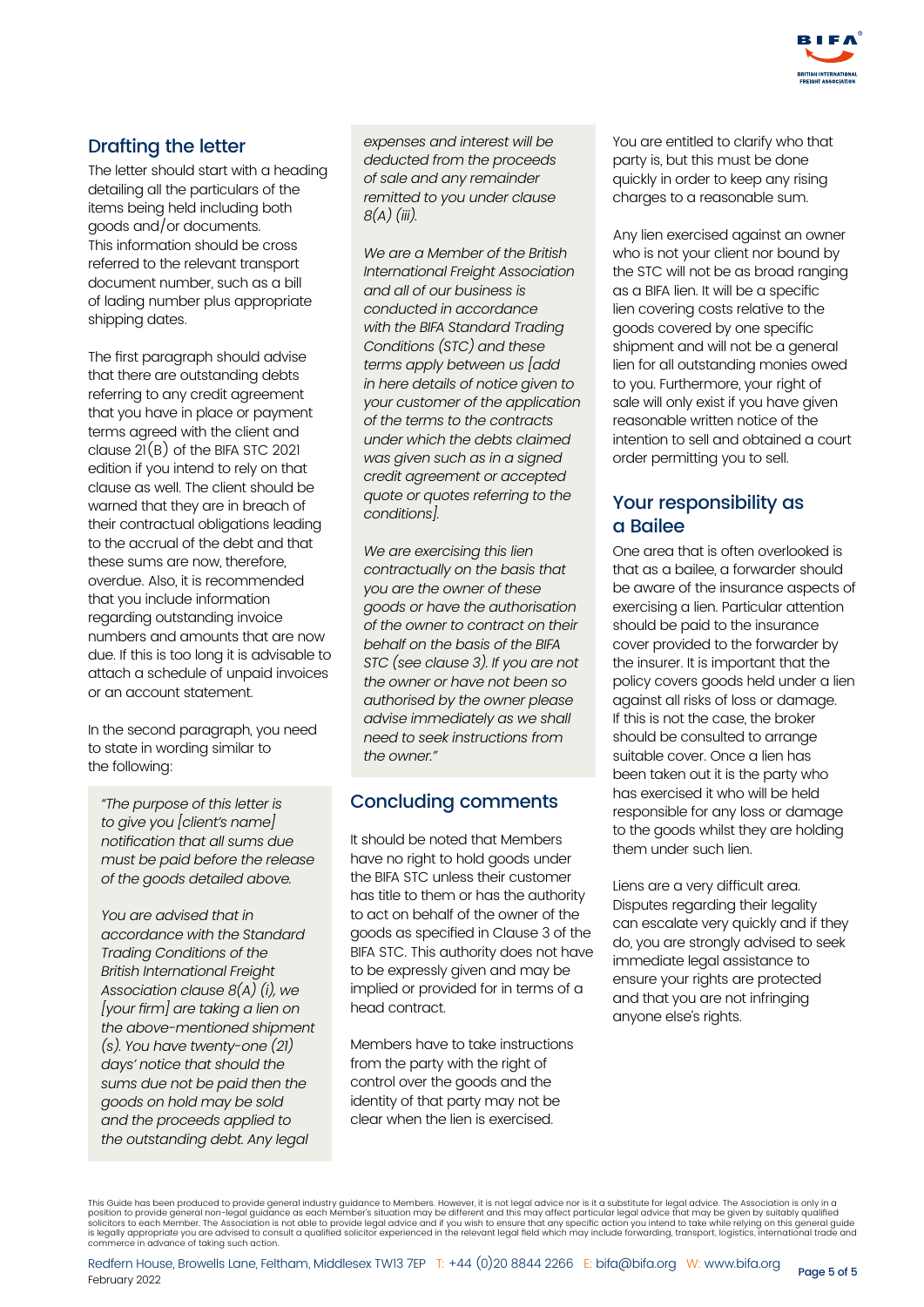## Drafting the letter

The letter should start with a heading detailing all the particulars of the items being held including both goods and/or documents. This information should be cross referred to the relevant transport document number, such as a bill of lading number plus appropriate shipping dates.

The first paragraph should advise that there are outstanding debts referring to any credit agreement that you have in place or payment terms agreed with the client and clause 21(B) of the BIFA STC 2021 edition if you intend to rely on that clause as well. The client should be warned that they are in breach of their contractual obligations leading to the accrual of the debt and that these sums are now, therefore, overdue. Also, it is recommended that you include information regarding outstanding invoice numbers and amounts that are now due. If this is too long it is advisable to attach a schedule of unpaid invoices or an account statement.

In the second paragraph, you need to state in wording similar to the following:

> *"The purpose of this letter is to give you [client's name] notification that all sums due must be paid before the release of the goods detailed above.*
>
> *You are advised that in accordance with the Standard Trading Conditions of the British International Freight Association clause 8(A) (i), we [your firm] are taking a lien on the above-mentioned shipment (s). You have twenty-one (21) days' notice that should the sums due not be paid then the goods on hold may be sold and the proceeds applied to the outstanding debt. Any legal expenses and interest will be deducted from the proceeds of sale and any remainder remitted to you under clause 8(A) (iii).*
>
> *We are a Member of the British International Freight Association and all of our business is conducted in accordance with the BIFA Standard Trading Conditions (STC) and these terms apply between us [add in here details of notice given to your customer of the application of the terms to the contracts under which the debts claimed was given such as in a signed credit agreement or accepted quote or quotes referring to the conditions].*
>
> *We are exercising this lien contractually on the basis that you are the owner of these goods or have the authorisation of the owner to contract on their behalf on the basis of the BIFA STC (see clause 3). If you are not the owner or have not been so authorised by the owner please advise immediately as we shall need to seek instructions from the owner."*

## Concluding comments

It should be noted that Members have no right to hold goods under the BIFA STC unless their customer has title to them or has the authority to act on behalf of the owner of the goods as specified in Clause 3 of the BIFA STC. This authority does not have to be expressly given and may be implied or provided for in terms of a head contract.

Members have to take instructions from the party with the right of control over the goods and the identity of that party may not be clear when the lien is exercised. You are entitled to clarify who that party is, but this must be done quickly in order to keep any rising charges to a reasonable sum.

Any lien exercised against an owner who is not your client nor bound by the STC will not be as broad ranging as a BIFA lien. It will be a specific lien covering costs relative to the goods covered by one specific shipment and will not be a general lien for all outstanding monies owed to you. Furthermore, your right of sale will only exist if you have given reasonable written notice of the intention to sell and obtained a court order permitting you to sell.

## Your responsibility as a Bailee

One area that is often overlooked is that as a bailee, a forwarder should be aware of the insurance aspects of exercising a lien. Particular attention should be paid to the insurance cover provided to the forwarder by the insurer. It is important that the policy covers goods held under a lien against all risks of loss or damage. If this is not the case, the broker should be consulted to arrange suitable cover. Once a lien has been taken out it is the party who has exercised it who will be held responsible for any loss or damage to the goods whilst they are holding them under such lien.

Liens are a very difficult area. Disputes regarding their legality can escalate very quickly and if they do, you are strongly advised to seek immediate legal assistance to ensure your rights are protected and that you are not infringing anyone else's rights.

This Guide has been produced to provide general industry guidance to Members. However, it is not legal advice nor is it a substitute for legal advice. The Association is only in a position to provide general non-legal guidance as each Member's situation may be different and this may affect particular legal advice that may be given by suitably qualified solicitors to each Member. The Association is not able to provide legal advice and if you wish to ensure that any specific action you intend to take while relying on this general guide is legally appropriate you are advised to consult a qualified solicitor experienced in the relevant legal field which may include forwarding, transport, logistics, international trade and commerce in advance of taking such action.

Redfern House, Browells Lane, Feltham, Middlesex TW13 7EP T: +44 (0)20 8844 2266 E: bifa@bifa.org W: www.bifa.org
February 2022